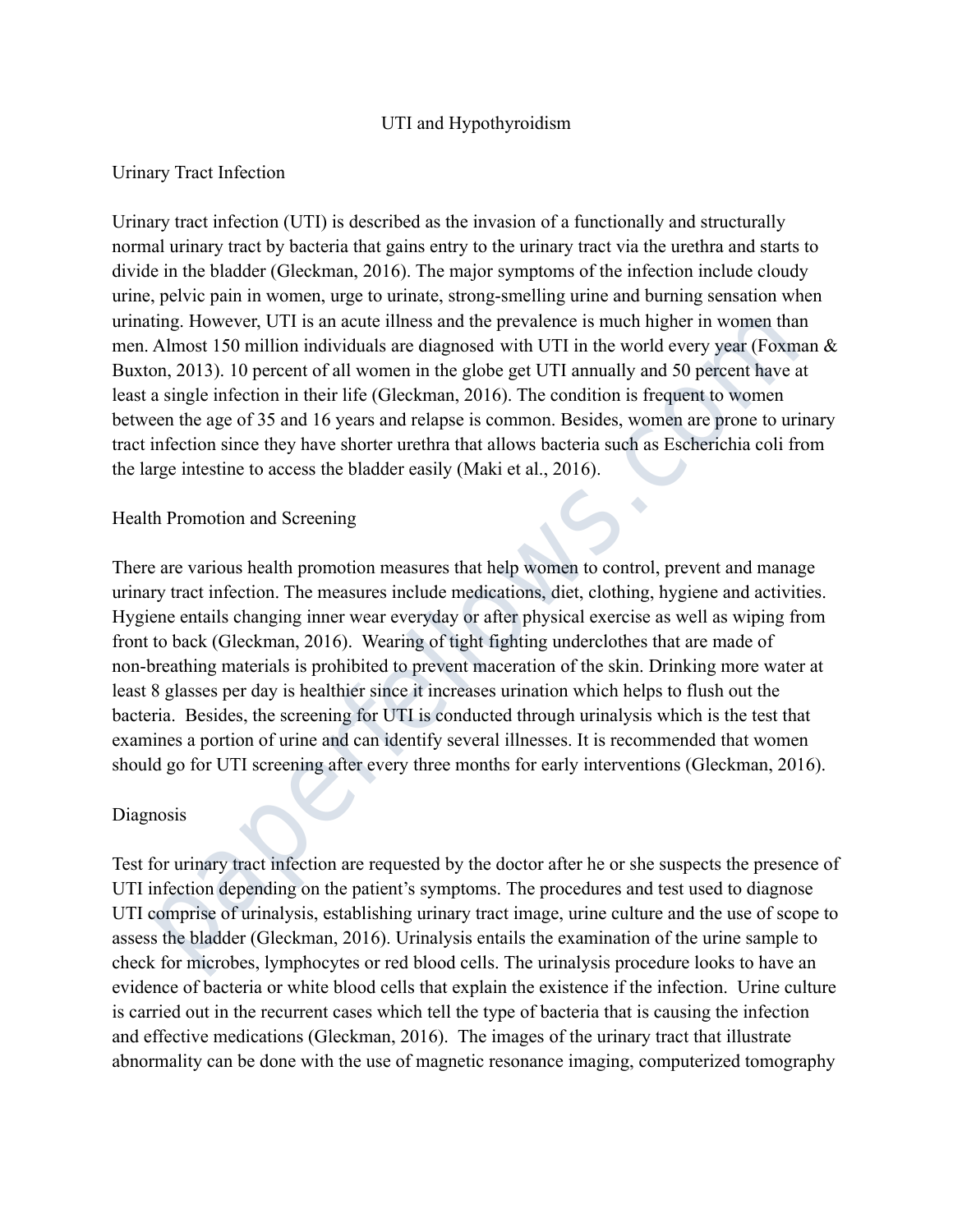# UTI and Hypothyroidism

## Urinary Tract Infection

Urinary tract infection (UTI) is described as the invasion of a functionally and structurally normal urinary tract by bacteria that gains entry to the urinary tract via the urethra and starts to divide in the bladder (Gleckman, 2016). The major symptoms of the infection include cloudy urine, pelvic pain in women, urge to urinate, strong-smelling urine and burning sensation when urinating. However, UTI is an acute illness and the prevalence is much higher in women than men. Almost 150 million individuals are diagnosed with UTI in the world every year (Foxman & Buxton, 2013). 10 percent of all women in the globe get UTI annually and 50 percent have at least a single infection in their life (Gleckman, 2016). The condition is frequent to women between the age of 35 and 16 years and relapse is common. Besides, women are prone to urinary tract infection since they have shorter urethra that allows bacteria such as Escherichia coli from the large intestine to access the bladder easily (Maki et al., 2016).

## Health Promotion and Screening

There are various health promotion measures that help women to control, prevent and manage urinary tract infection. The measures include medications, diet, clothing, hygiene and activities. Hygiene entails changing inner wear everyday or after physical exercise as well as wiping from front to back (Gleckman, 2016). Wearing of tight fighting underclothes that are made of non-breathing materials is prohibited to prevent maceration of the skin. Drinking more water at least 8 glasses per day is healthier since it increases urination which helps to flush out the bacteria. Besides, the screening for UTI is conducted through urinalysis which is the test that examines a portion of urine and can identify several illnesses. It is recommended that women should go for UTI screening after every three months for early interventions (Gleckman, 2016).

## Diagnosis

Test for urinary tract infection are requested by the doctor after he or she suspects the presence of UTI infection depending on the patient's symptoms. The procedures and test used to diagnose UTI comprise of urinalysis, establishing urinary tract image, urine culture and the use of scope to assess the bladder (Gleckman, 2016). Urinalysis entails the examination of the urine sample to check for microbes, lymphocytes or red blood cells. The urinalysis procedure looks to have an evidence of bacteria or white blood cells that explain the existence if the infection. Urine culture is carried out in the recurrent cases which tell the type of bacteria that is causing the infection and effective medications (Gleckman, 2016). The images of the urinary tract that illustrate abnormality can be done with the use of magnetic resonance imaging, computerized tomography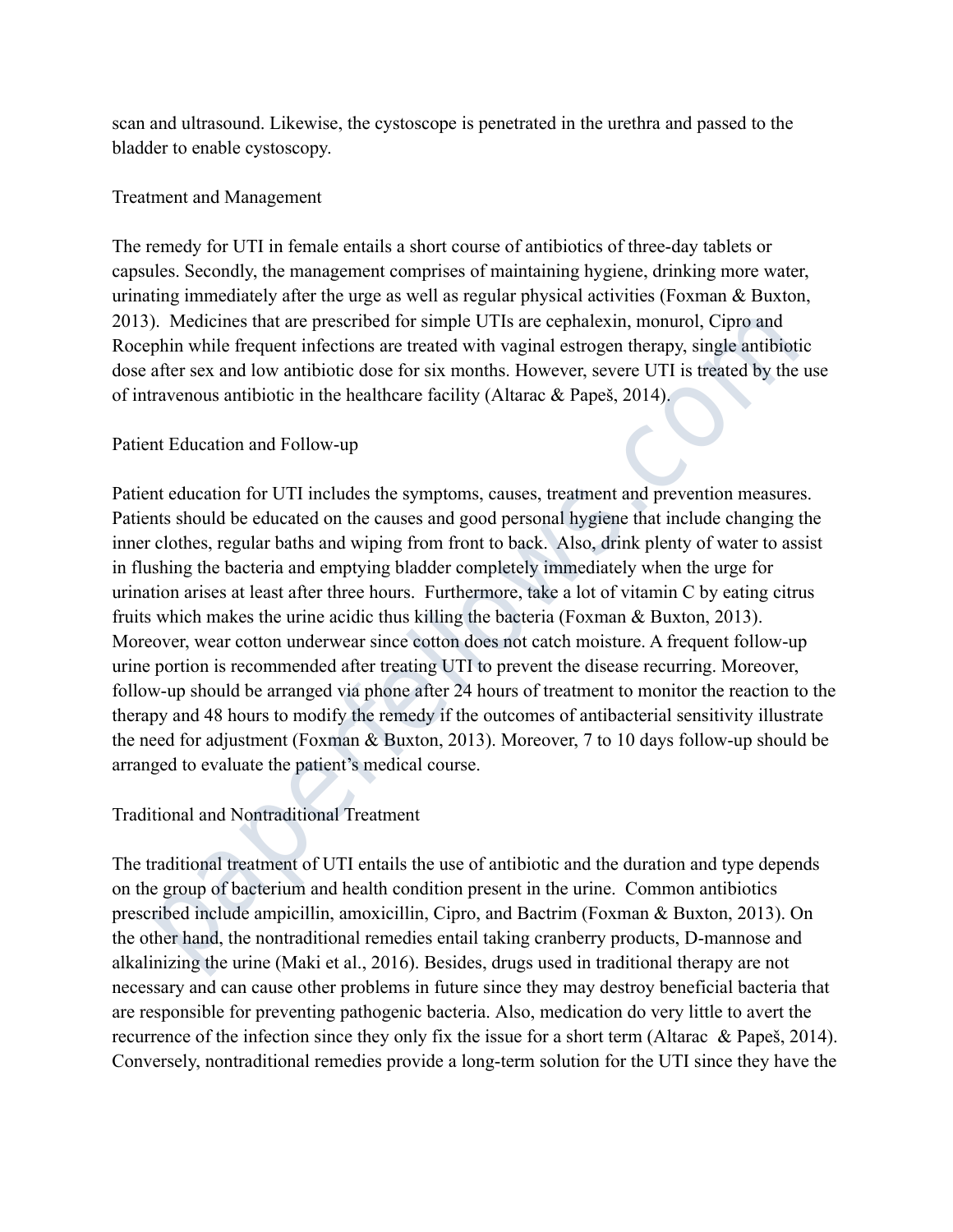scan and ultrasound. Likewise, the cystoscope is penetrated in the urethra and passed to the bladder to enable cystoscopy.

## Treatment and Management

The remedy for UTI in female entails a short course of antibiotics of three-day tablets or capsules. Secondly, the management comprises of maintaining hygiene, drinking more water, urinating immediately after the urge as well as regular physical activities (Foxman & Buxton, 2013). Medicines that are prescribed for simple UTIs are cephalexin, monurol, Cipro and Rocephin while frequent infections are treated with vaginal estrogen therapy, single antibiotic dose after sex and low antibiotic dose for six months. However, severe UTI is treated by the use of intravenous antibiotic in the healthcare facility (Altarac & Papeš, 2014).

## Patient Education and Follow-up

Patient education for UTI includes the symptoms, causes, treatment and prevention measures. Patients should be educated on the causes and good personal hygiene that include changing the inner clothes, regular baths and wiping from front to back. Also, drink plenty of water to assist in flushing the bacteria and emptying bladder completely immediately when the urge for urination arises at least after three hours. Furthermore, take a lot of vitamin C by eating citrus fruits which makes the urine acidic thus killing the bacteria (Foxman & Buxton, 2013). Moreover, wear cotton underwear since cotton does not catch moisture. A frequent follow-up urine portion is recommended after treating UTI to prevent the disease recurring. Moreover, follow-up should be arranged via phone after 24 hours of treatment to monitor the reaction to the therapy and 48 hours to modify the remedy if the outcomes of antibacterial sensitivity illustrate the need for adjustment (Foxman & Buxton, 2013). Moreover, 7 to 10 days follow-up should be arranged to evaluate the patient's medical course.

## Traditional and Nontraditional Treatment

The traditional treatment of UTI entails the use of antibiotic and the duration and type depends on the group of bacterium and health condition present in the urine. Common antibiotics prescribed include ampicillin, amoxicillin, Cipro, and Bactrim (Foxman & Buxton, 2013). On the other hand, the nontraditional remedies entail taking cranberry products, D-mannose and alkalinizing the urine (Maki et al., 2016). Besides, drugs used in traditional therapy are not necessary and can cause other problems in future since they may destroy beneficial bacteria that are responsible for preventing pathogenic bacteria. Also, medication do very little to avert the recurrence of the infection since they only fix the issue for a short term (Altarac & Papeš, 2014). Conversely, nontraditional remedies provide a long-term solution for the UTI since they have the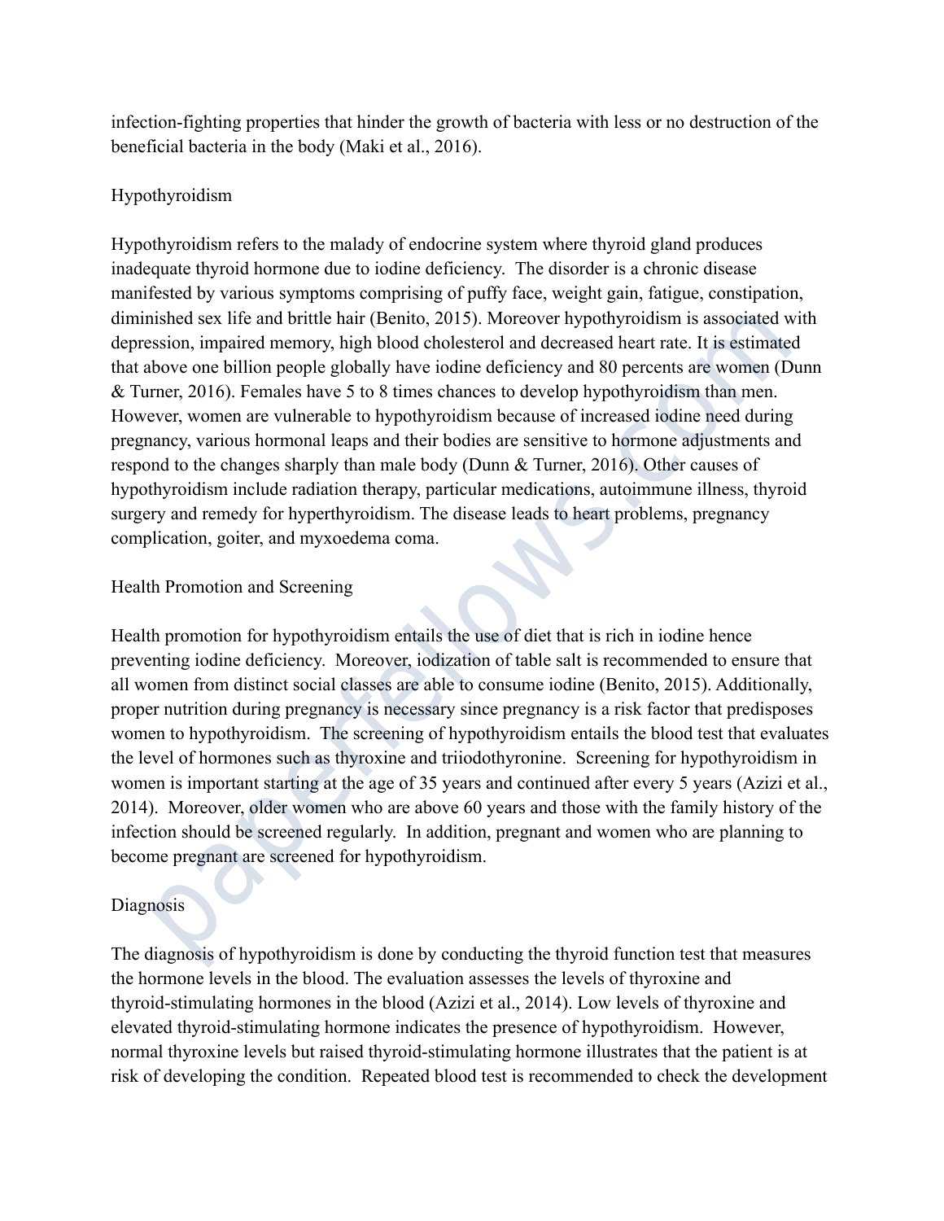infection-fighting properties that hinder the growth of bacteria with less or no destruction of the beneficial bacteria in the body (Maki et al., 2016).

## Hypothyroidism

Hypothyroidism refers to the malady of endocrine system where thyroid gland produces inadequate thyroid hormone due to iodine deficiency. The disorder is a chronic disease manifested by various symptoms comprising of puffy face, weight gain, fatigue, constipation, diminished sex life and brittle hair (Benito, 2015). Moreover hypothyroidism is associated with depression, impaired memory, high blood cholesterol and decreased heart rate. It is estimated that above one billion people globally have iodine deficiency and 80 percents are women (Dunn & Turner, 2016). Females have 5 to 8 times chances to develop hypothyroidism than men. However, women are vulnerable to hypothyroidism because of increased iodine need during pregnancy, various hormonal leaps and their bodies are sensitive to hormone adjustments and respond to the changes sharply than male body (Dunn & Turner, 2016). Other causes of hypothyroidism include radiation therapy, particular medications, autoimmune illness, thyroid surgery and remedy for hyperthyroidism. The disease leads to heart problems, pregnancy complication, goiter, and myxoedema coma.

## Health Promotion and Screening

Health promotion for hypothyroidism entails the use of diet that is rich in iodine hence preventing iodine deficiency. Moreover, iodization of table salt is recommended to ensure that all women from distinct social classes are able to consume iodine (Benito, 2015). Additionally, proper nutrition during pregnancy is necessary since pregnancy is a risk factor that predisposes women to hypothyroidism. The screening of hypothyroidism entails the blood test that evaluates the level of hormones such as thyroxine and triiodothyronine. Screening for hypothyroidism in women is important starting at the age of 35 years and continued after every 5 years (Azizi et al., 2014). Moreover, older women who are above 60 years and those with the family history of the infection should be screened regularly. In addition, pregnant and women who are planning to become pregnant are screened for hypothyroidism.

## Diagnosis

The diagnosis of hypothyroidism is done by conducting the thyroid function test that measures the hormone levels in the blood. The evaluation assesses the levels of thyroxine and thyroid-stimulating hormones in the blood (Azizi et al., 2014). Low levels of thyroxine and elevated thyroid-stimulating hormone indicates the presence of hypothyroidism. However, normal thyroxine levels but raised thyroid-stimulating hormone illustrates that the patient is at risk of developing the condition. Repeated blood test is recommended to check the development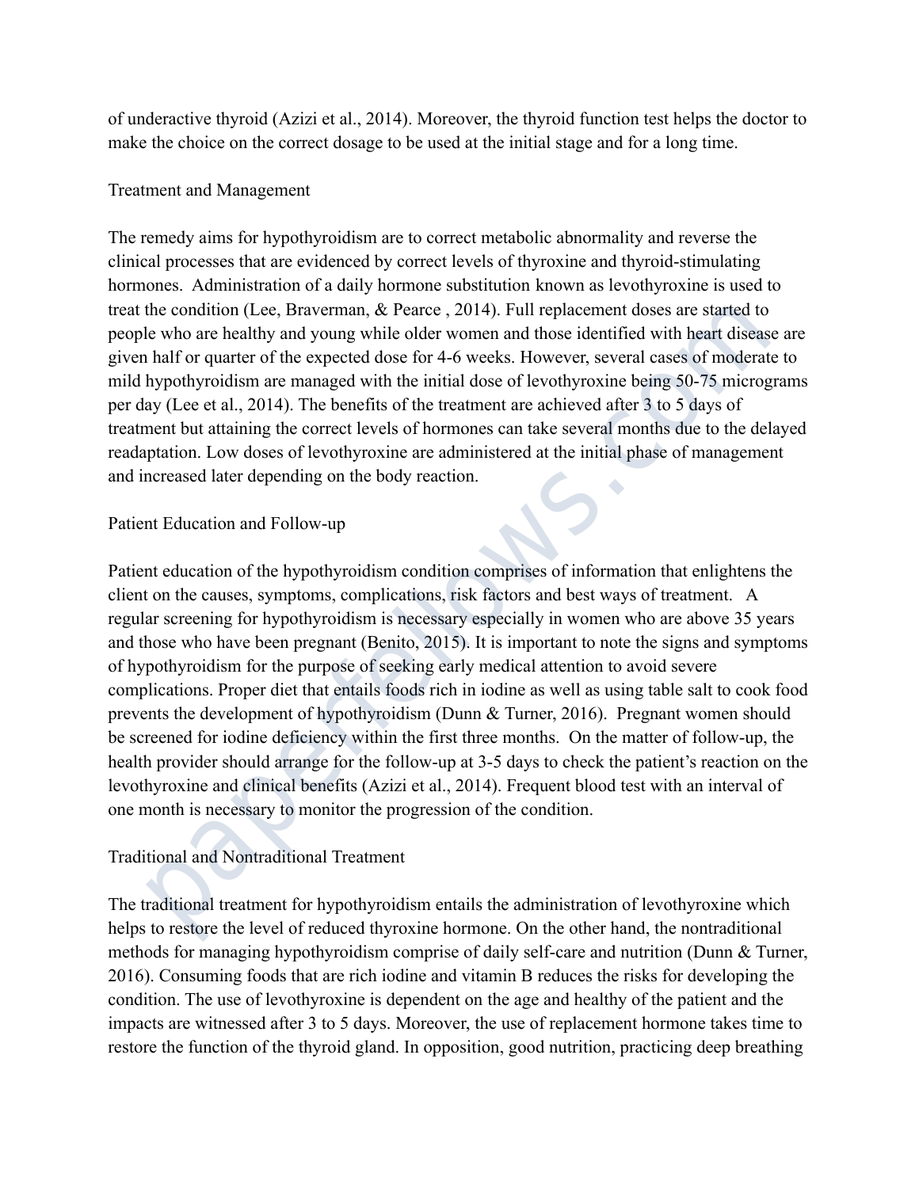of underactive thyroid (Azizi et al., 2014). Moreover, the thyroid function test helps the doctor to make the choice on the correct dosage to be used at the initial stage and for a long time.

## Treatment and Management

The remedy aims for hypothyroidism are to correct metabolic abnormality and reverse the clinical processes that are evidenced by correct levels of thyroxine and thyroid-stimulating hormones. Administration of a daily hormone substitution known as levothyroxine is used to treat the condition (Lee, Braverman, & Pearce , 2014). Full replacement doses are started to people who are healthy and young while older women and those identified with heart disease are given half or quarter of the expected dose for 4-6 weeks. However, several cases of moderate to mild hypothyroidism are managed with the initial dose of levothyroxine being 50-75 micrograms per day (Lee et al., 2014). The benefits of the treatment are achieved after 3 to 5 days of treatment but attaining the correct levels of hormones can take several months due to the delayed readaptation. Low doses of levothyroxine are administered at the initial phase of management and increased later depending on the body reaction.

## Patient Education and Follow-up

Patient education of the hypothyroidism condition comprises of information that enlightens the client on the causes, symptoms, complications, risk factors and best ways of treatment. A regular screening for hypothyroidism is necessary especially in women who are above 35 years and those who have been pregnant (Benito, 2015). It is important to note the signs and symptoms of hypothyroidism for the purpose of seeking early medical attention to avoid severe complications. Proper diet that entails foods rich in iodine as well as using table salt to cook food prevents the development of hypothyroidism (Dunn & Turner, 2016). Pregnant women should be screened for iodine deficiency within the first three months. On the matter of follow-up, the health provider should arrange for the follow-up at 3-5 days to check the patient's reaction on the levothyroxine and clinical benefits (Azizi et al., 2014). Frequent blood test with an interval of one month is necessary to monitor the progression of the condition.

## Traditional and Nontraditional Treatment

The traditional treatment for hypothyroidism entails the administration of levothyroxine which helps to restore the level of reduced thyroxine hormone. On the other hand, the nontraditional methods for managing hypothyroidism comprise of daily self-care and nutrition (Dunn & Turner, 2016). Consuming foods that are rich iodine and vitamin B reduces the risks for developing the condition. The use of levothyroxine is dependent on the age and healthy of the patient and the impacts are witnessed after 3 to 5 days. Moreover, the use of replacement hormone takes time to restore the function of the thyroid gland. In opposition, good nutrition, practicing deep breathing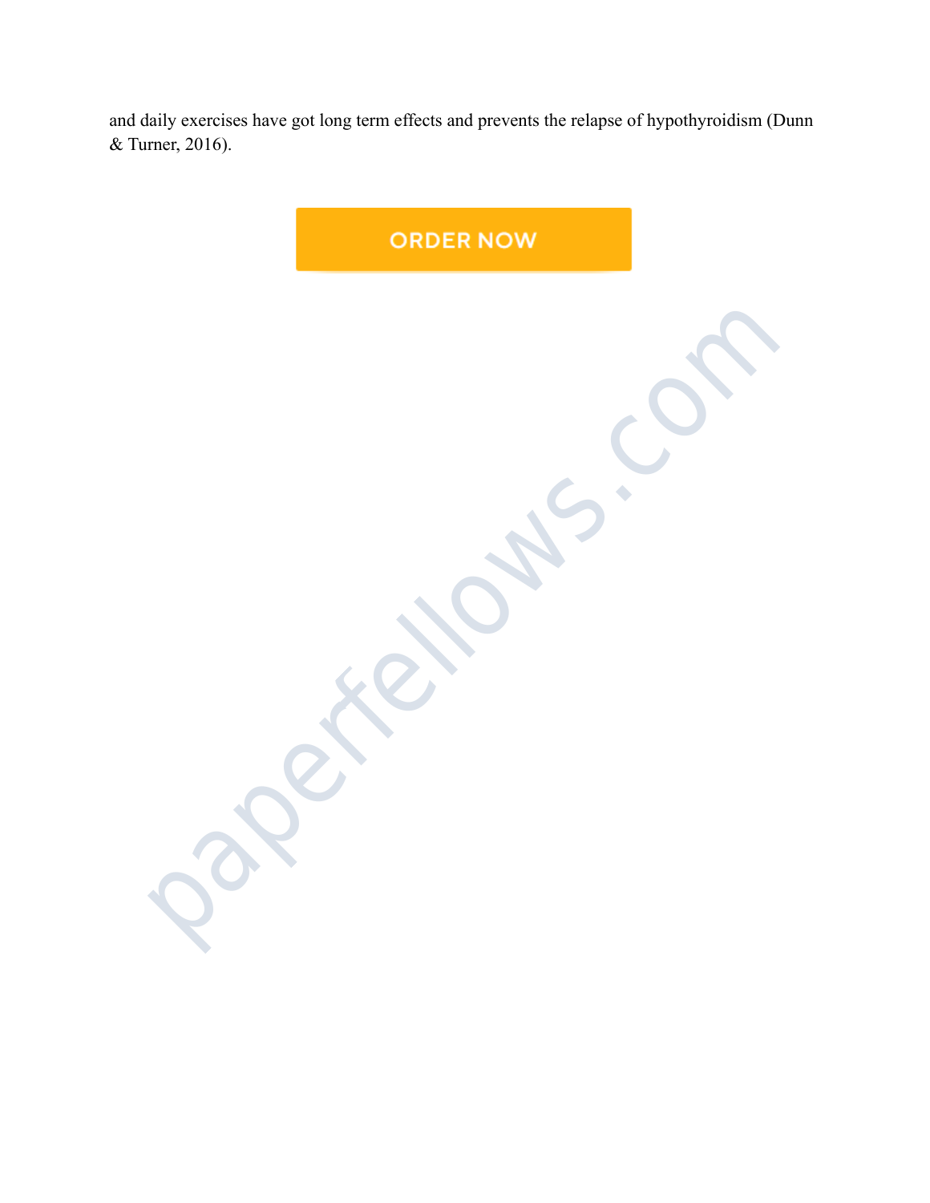and daily exercises have got long term effects and prevents the relapse of hypothyroidism (Dunn & Turner, 2016).